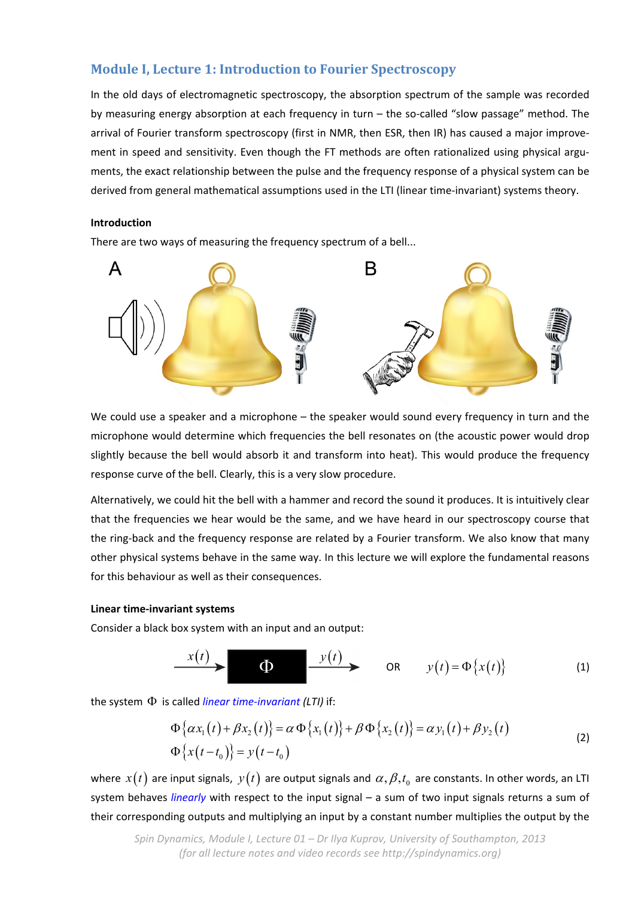## Module I, Lecture 1: Introduction to Fourier Spectroscopy

In the old days of electromagnetic spectroscopy, the absorption spectrum of the sample was recorded by measuring energy absorption at each frequency in turn – the so-called "slow passage" method. The arrival of Fourier transform spectroscopy (first in NMR, then ESR, then IR) has caused a major improvement in speed and sensitivity. Even though the FT methods are often rationalized using physical arguments, the exact relationship between the pulse and the frequency response of a physical system can be derived from general mathematical assumptions used in the LTI (linear time-invariant) systems theory.

### Introduction

There are two ways of measuring the frequency spectrum of a bell...

We could use a speaker and a microphone – the speaker would sound every frequency in turn and the microphone would determine which frequencies the bell resonates on (the acoustic power would drop slightly because the bell would absorb it and transform into heat). This would produce the frequency response curve of the bell. Clearly, this is a very slow procedure.

Alternatively, we could hit the bell with a hammer and record the sound it produces. It is intuitively clear that the frequencies we hear would be the same, and we have heard in our spectroscopy course that the ring-back and the frequency response are related by a Fourier transform. We also know that many other physical systems behave in the same way. In this lecture we will explore the fundamental reasons for this behaviour as well as their consequences.

### Linear time-invariant systems

Consider a black box system with an input and an output:

$$x(t) \rightarrow \boxed{\Phi} \rightarrow y(t) \quad \text{OR} \quad y(t) = \Phi\{x(t)\} \tag{1}$$

the system $\Phi$ is called *linear time-invariant (LTI)* if:

$$\begin{aligned} &\Phi\{\alpha x_1(t) + \beta x_2(t)\} = \alpha\,\Phi\{x_1(t)\} + \beta\,\Phi\{x_2(t)\} = \alpha y_1(t) + \beta y_2(t) \\ &\Phi\{x(t - t_0)\} = y(t - t_0) \end{aligned} \tag{2}$$

where $x(t)$ are input signals, $y(t)$ are output signals and $\alpha, \beta, t_0$ are constants. In other words, an LTI system behaves *linearly* with respect to the input signal – a sum of two input signals returns a sum of their corresponding outputs and multiplying an input by a constant number multiplies the output by the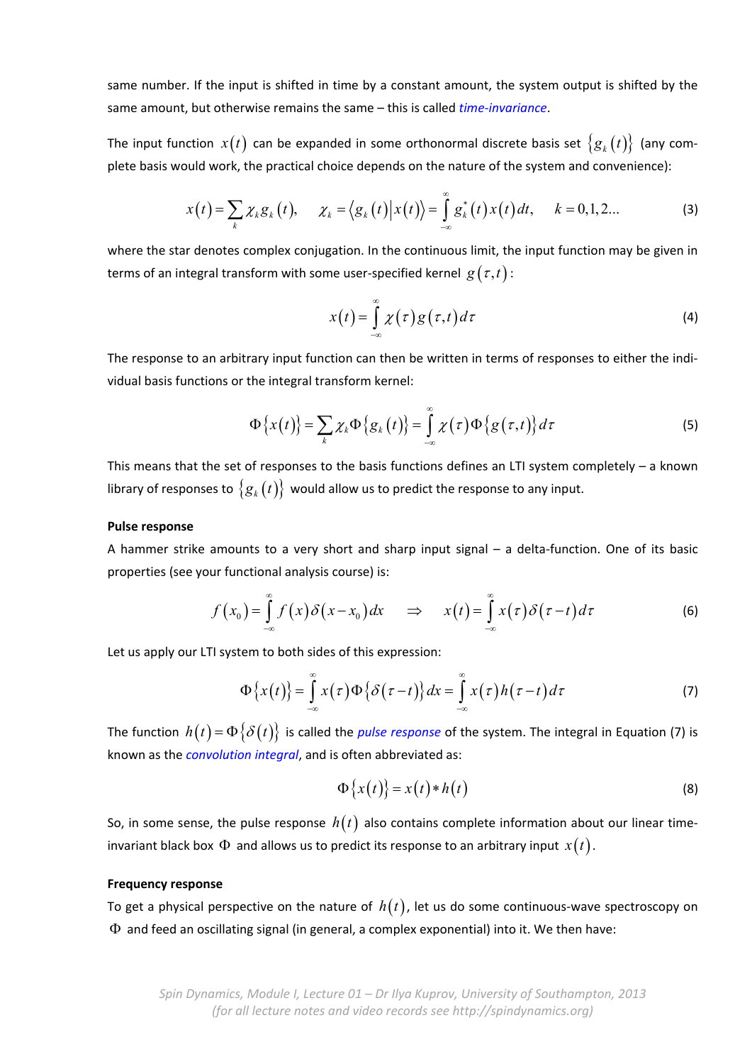same number. If the input is shifted in time by a constant amount, the system output is shifted by the same amount, but otherwise remains the same – this is called *time-invariance*.

The input function $x(t)$ can be expanded in some orthonormal discrete basis set $\{g_k(t)\}$ (any complete basis would work, the practical choice depends on the nature of the system and convenience):

$$x(t)=\sum_k \chi_k g_k(t), \qquad \chi_k = \langle g_k(t)|x(t)\rangle = \int_{-\infty}^{\infty} g_k^*(t)x(t)dt, \qquad k=0,1,2... \tag{3}$$

where the star denotes complex conjugation. In the continuous limit, the input function may be given in terms of an integral transform with some user-specified kernel $g(\tau,t)$:

$$x(t)=\int_{-\infty}^{\infty}\chi(\tau)g(\tau,t)d\tau \tag{4}$$

The response to an arbitrary input function can then be written in terms of responses to either the individual basis functions or the integral transform kernel:

$$\Phi\{x(t)\}=\sum_k \chi_k \Phi\{g_k(t)\}=\int_{-\infty}^{\infty}\chi(\tau)\Phi\{g(\tau,t)\}d\tau \tag{5}$$

This means that the set of responses to the basis functions defines an LTI system completely – a known library of responses to $\{g_k(t)\}$ would allow us to predict the response to any input.

**Pulse response**

A hammer strike amounts to a very short and sharp input signal – a delta-function. One of its basic properties (see your functional analysis course) is:

$$f(x_0)=\int_{-\infty}^{\infty}f(x)\delta(x-x_0)dx \quad \Rightarrow \quad x(t)=\int_{-\infty}^{\infty}x(\tau)\delta(\tau-t)d\tau \tag{6}$$

Let us apply our LTI system to both sides of this expression:

$$\Phi\{x(t)\}=\int_{-\infty}^{\infty}x(\tau)\Phi\{\delta(\tau-t)\}dx=\int_{-\infty}^{\infty}x(\tau)h(\tau-t)d\tau \tag{7}$$

The function $h(t)=\Phi\{\delta(t)\}$ is called the *pulse response* of the system. The integral in Equation (7) is known as the *convolution integral*, and is often abbreviated as:

$$\Phi\{x(t)\}=x(t)*h(t) \tag{8}$$

So, in some sense, the pulse response $h(t)$ also contains complete information about our linear time-invariant black box $\Phi$ and allows us to predict its response to an arbitrary input $x(t)$.

**Frequency response**

To get a physical perspective on the nature of $h(t)$, let us do some continuous-wave spectroscopy on $\Phi$ and feed an oscillating signal (in general, a complex exponential) into it. We then have: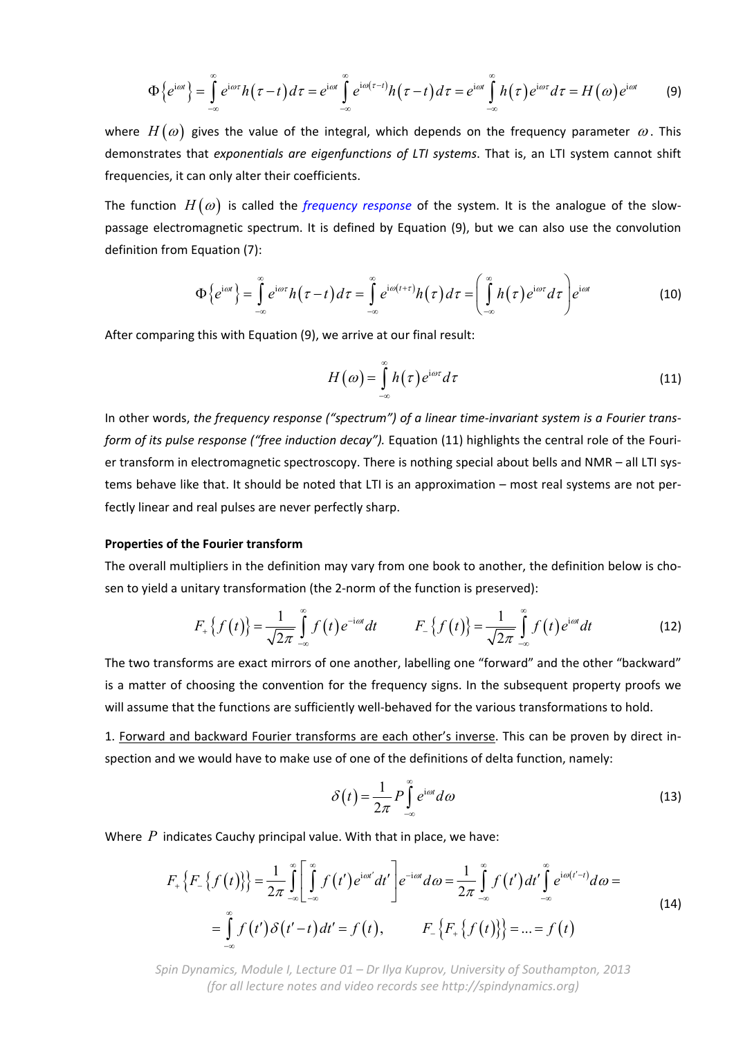$$\Phi\left\{e^{\mathrm{i}\omega t}\right\} = \int_{-\infty}^{\infty} e^{\mathrm{i}\omega\tau} h(\tau - t)\, d\tau = e^{\mathrm{i}\omega t} \int_{-\infty}^{\infty} e^{\mathrm{i}\omega(\tau - t)} h(\tau - t)\, d\tau = e^{\mathrm{i}\omega t} \int_{-\infty}^{\infty} h(\tau) e^{\mathrm{i}\omega\tau} d\tau = H(\omega) e^{\mathrm{i}\omega t} \tag{9}$$

where $H(\omega)$ gives the value of the integral, which depends on the frequency parameter $\omega$. This demonstrates that *exponentials are eigenfunctions of LTI systems*. That is, an LTI system cannot shift frequencies, it can only alter their coefficients.

The function $H(\omega)$ is called the *frequency response* of the system. It is the analogue of the slow-passage electromagnetic spectrum. It is defined by Equation (9), but we can also use the convolution definition from Equation (7):

$$\Phi\left\{e^{\mathrm{i}\omega t}\right\} = \int_{-\infty}^{\infty} e^{\mathrm{i}\omega\tau} h(\tau - t)\, d\tau = \int_{-\infty}^{\infty} e^{\mathrm{i}\omega(t+\tau)} h(\tau)\, d\tau = \left(\int_{-\infty}^{\infty} h(\tau) e^{\mathrm{i}\omega\tau} d\tau\right) e^{\mathrm{i}\omega t} \tag{10}$$

After comparing this with Equation (9), we arrive at our final result:

$$H(\omega) = \int_{-\infty}^{\infty} h(\tau) e^{\mathrm{i}\omega\tau} d\tau \tag{11}$$

In other words, *the frequency response ("spectrum") of a linear time-invariant system is a Fourier transform of its pulse response ("free induction decay").* Equation (11) highlights the central role of the Fourier transform in electromagnetic spectroscopy. There is nothing special about bells and NMR – all LTI systems behave like that. It should be noted that LTI is an approximation – most real systems are not perfectly linear and real pulses are never perfectly sharp.

**Properties of the Fourier transform**

The overall multipliers in the definition may vary from one book to another, the definition below is chosen to yield a unitary transformation (the 2-norm of the function is preserved):

$$F_{+}\left\{f(t)\right\} = \frac{1}{\sqrt{2\pi}} \int_{-\infty}^{\infty} f(t) e^{-\mathrm{i}\omega t} dt \qquad F_{-}\left\{f(t)\right\} = \frac{1}{\sqrt{2\pi}} \int_{-\infty}^{\infty} f(t) e^{\mathrm{i}\omega t} dt \tag{12}$$

The two transforms are exact mirrors of one another, labelling one "forward" and the other "backward" is a matter of choosing the convention for the frequency signs. In the subsequent property proofs we will assume that the functions are sufficiently well-behaved for the various transformations to hold.

1. Forward and backward Fourier transforms are each other's inverse. This can be proven by direct inspection and we would have to make use of one of the definitions of delta function, namely:

$$\delta(t) = \frac{1}{2\pi} P \int_{-\infty}^{\infty} e^{\mathrm{i}\omega t} d\omega \tag{13}$$

Where $P$ indicates Cauchy principal value. With that in place, we have:

$$\begin{aligned} F_{+}\left\{F_{-}\left\{f(t)\right\}\right\} &= \frac{1}{2\pi} \int_{-\infty}^{\infty} \left[\int_{-\infty}^{\infty} f(t') e^{\mathrm{i}\omega t'} dt'\right] e^{-\mathrm{i}\omega t} d\omega = \frac{1}{2\pi} \int_{-\infty}^{\infty} f(t') dt' \int_{-\infty}^{\infty} e^{\mathrm{i}\omega(t'-t)} d\omega = \\ &= \int_{-\infty}^{\infty} f(t') \delta(t'-t)\, dt' = f(t), \qquad F_{-}\left\{F_{+}\left\{f(t)\right\}\right\} = \ldots = f(t) \end{aligned} \tag{14}$$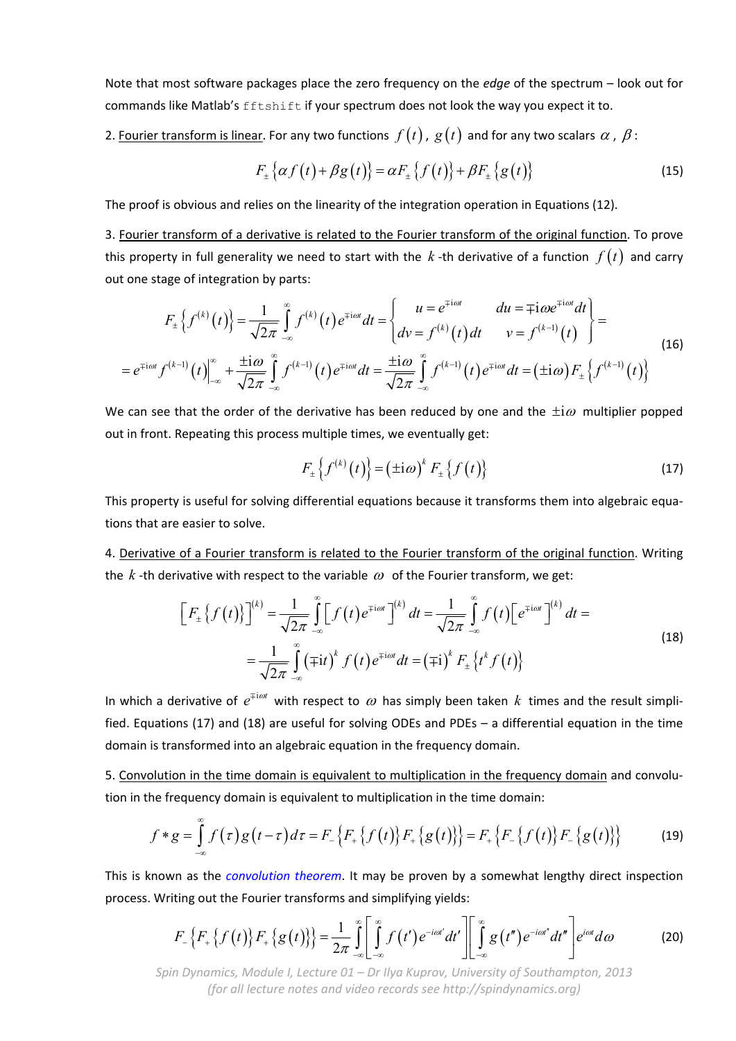Note that most software packages place the zero frequency on the *edge* of the spectrum – look out for commands like Matlab's `fftshift` if your spectrum does not look the way you expect it to.

2. Fourier transform is linear. For any two functions $f(t)$, $g(t)$ and for any two scalars $\alpha$, $\beta$:

$$F_{\pm}\left\{\alpha f(t)+\beta g(t)\right\}=\alpha F_{\pm}\left\{f(t)\right\}+\beta F_{\pm}\left\{g(t)\right\} \tag{15}$$

The proof is obvious and relies on the linearity of the integration operation in Equations (12).

3. Fourier transform of a derivative is related to the Fourier transform of the original function. To prove this property in full generality we need to start with the $k$-th derivative of a function $f(t)$ and carry out one stage of integration by parts:

$$\begin{gathered}
F_{\pm}\left\{f^{(k)}(t)\right\}=\frac{1}{\sqrt{2\pi}}\int_{-\infty}^{\infty}f^{(k)}(t)e^{\mp i\omega t}dt=\left\{\begin{matrix} u=e^{\mp i\omega t} & du=\mp i\omega e^{\mp i\omega t}dt \\ dv=f^{(k)}(t)dt & v=f^{(k-1)}(t)\end{matrix}\right\}= \\
=e^{\mp i\omega t}f^{(k-1)}(t)\Big|_{-\infty}^{\infty}+\frac{\pm i\omega}{\sqrt{2\pi}}\int_{-\infty}^{\infty}f^{(k-1)}(t)e^{\mp i\omega t}dt=\frac{\pm i\omega}{\sqrt{2\pi}}\int_{-\infty}^{\infty}f^{(k-1)}(t)e^{\mp i\omega t}dt=(\pm i\omega)F_{\pm}\left\{f^{(k-1)}(t)\right\}
\end{gathered} \tag{16}$$

We can see that the order of the derivative has been reduced by one and the $\pm i\omega$ multiplier popped out in front. Repeating this process multiple times, we eventually get:

$$F_{\pm}\left\{f^{(k)}(t)\right\}=(\pm i\omega)^{k}F_{\pm}\left\{f(t)\right\} \tag{17}$$

This property is useful for solving differential equations because it transforms them into algebraic equations that are easier to solve.

4. Derivative of a Fourier transform is related to the Fourier transform of the original function. Writing the $k$-th derivative with respect to the variable $\omega$ of the Fourier transform, we get:

$$\begin{gathered}
\left[F_{\pm}\left\{f(t)\right\}\right]^{(k)}=\frac{1}{\sqrt{2\pi}}\int_{-\infty}^{\infty}\left[f(t)e^{\mp i\omega t}\right]^{(k)}dt=\frac{1}{\sqrt{2\pi}}\int_{-\infty}^{\infty}f(t)\left[e^{\mp i\omega t}\right]^{(k)}dt= \\
=\frac{1}{\sqrt{2\pi}}\int_{-\infty}^{\infty}(\mp it)^{k}f(t)e^{\mp i\omega t}dt=(\mp i)^{k}F_{\pm}\left\{t^{k}f(t)\right\}
\end{gathered} \tag{18}$$

In which a derivative of $e^{\mp i\omega t}$ with respect to $\omega$ has simply been taken $k$ times and the result simplified. Equations (17) and (18) are useful for solving ODEs and PDEs – a differential equation in the time domain is transformed into an algebraic equation in the frequency domain.

5. Convolution in the time domain is equivalent to multiplication in the frequency domain and convolution in the frequency domain is equivalent to multiplication in the time domain:

$$f*g=\int_{-\infty}^{\infty}f(\tau)g(t-\tau)d\tau=F_{-}\left\{F_{+}\left\{f(t)\right\}F_{+}\left\{g(t)\right\}\right\}=F_{+}\left\{F_{-}\left\{f(t)\right\}F_{-}\left\{g(t)\right\}\right\} \tag{19}$$

This is known as the *convolution theorem*. It may be proven by a somewhat lengthy direct inspection process. Writing out the Fourier transforms and simplifying yields:

$$F_{-}\left\{F_{+}\left\{f(t)\right\}F_{+}\left\{g(t)\right\}\right\}=\frac{1}{2\pi}\int_{-\infty}^{\infty}\left[\int_{-\infty}^{\infty}f(t')e^{-i\omega t'}dt'\right]\left[\int_{-\infty}^{\infty}g(t'')e^{-i\omega t''}dt''\right]e^{i\omega t}d\omega \tag{20}$$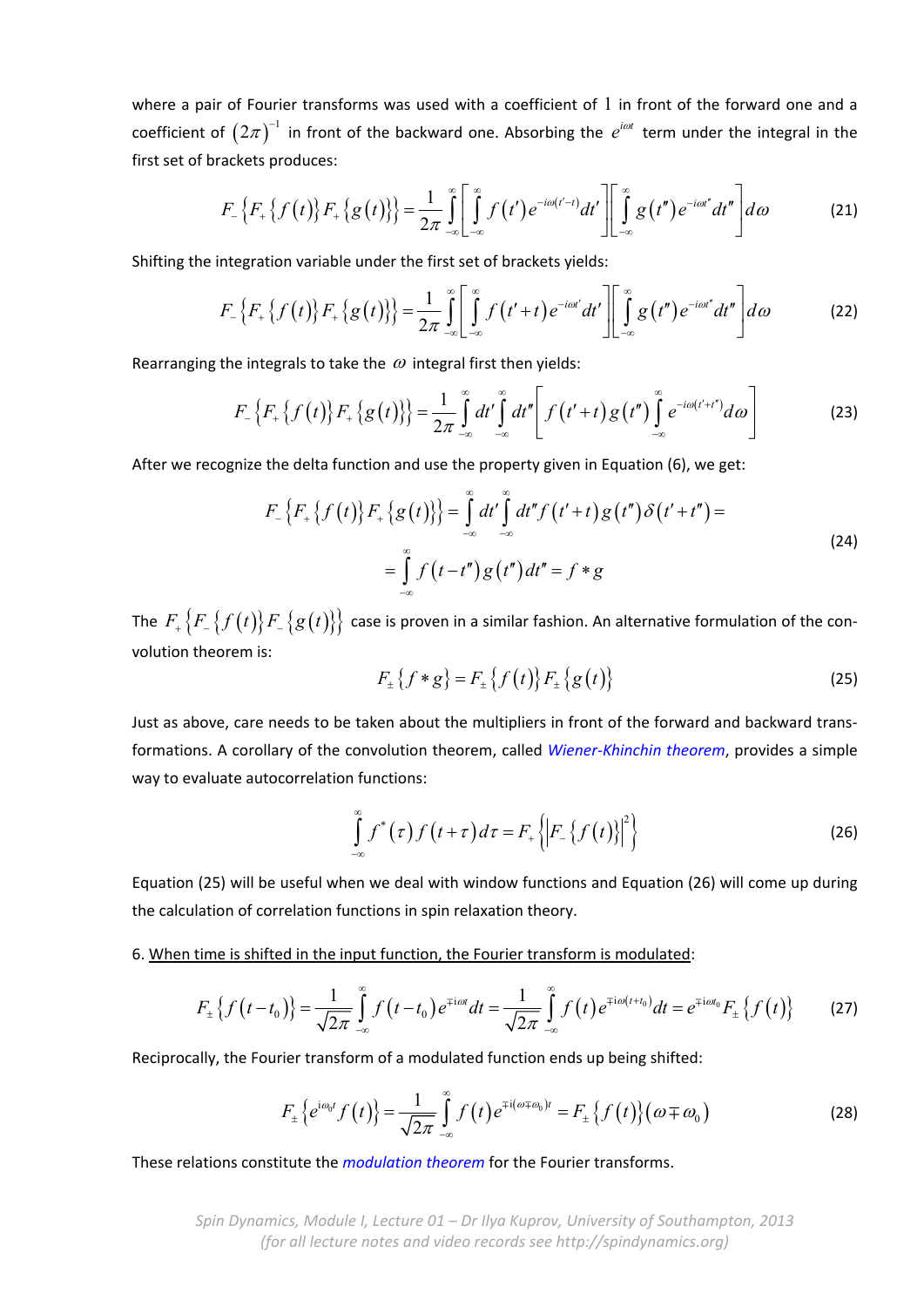where a pair of Fourier transforms was used with a coefficient of $1$ in front of the forward one and a coefficient of $(2\pi)^{-1}$ in front of the backward one. Absorbing the $e^{i\omega t}$ term under the integral in the first set of brackets produces:

$$F_{-}\left\{F_{+}\left\{f(t)\right\}F_{+}\left\{g(t)\right\}\right\}=\frac{1}{2\pi}\int_{-\infty}^{\infty}\left[\int_{-\infty}^{\infty}f(t')e^{-i\omega(t'-t)}dt'\right]\left[\int_{-\infty}^{\infty}g(t'')e^{-i\omega t''}dt''\right]d\omega \tag{21}$$

Shifting the integration variable under the first set of brackets yields:

$$F_{-}\left\{F_{+}\left\{f(t)\right\}F_{+}\left\{g(t)\right\}\right\}=\frac{1}{2\pi}\int_{-\infty}^{\infty}\left[\int_{-\infty}^{\infty}f(t'+t)e^{-i\omega t'}dt'\right]\left[\int_{-\infty}^{\infty}g(t'')e^{-i\omega t''}dt''\right]d\omega \tag{22}$$

Rearranging the integrals to take the $\omega$ integral first then yields:

$$F_{-}\left\{F_{+}\left\{f(t)\right\}F_{+}\left\{g(t)\right\}\right\}=\frac{1}{2\pi}\int_{-\infty}^{\infty}dt'\int_{-\infty}^{\infty}dt''\left[f(t'+t)g(t'')\int_{-\infty}^{\infty}e^{-i\omega(t'+t'')}d\omega\right] \tag{23}$$

After we recognize the delta function and use the property given in Equation (6), we get:

$$\begin{aligned}F_{-}\left\{F_{+}\left\{f(t)\right\}F_{+}\left\{g(t)\right\}\right\}&=\int_{-\infty}^{\infty}dt'\int_{-\infty}^{\infty}dt''f(t'+t)g(t'')\delta(t'+t'')=\\&=\int_{-\infty}^{\infty}f(t-t'')g(t'')dt''=f*g\end{aligned} \tag{24}$$

The $F_{+}\left\{F_{-}\left\{f(t)\right\}F_{-}\left\{g(t)\right\}\right\}$ case is proven in a similar fashion. An alternative formulation of the convolution theorem is:

$$F_{\pm}\left\{f*g\right\}=F_{\pm}\left\{f(t)\right\}F_{\pm}\left\{g(t)\right\} \tag{25}$$

Just as above, care needs to be taken about the multipliers in front of the forward and backward transformations. A corollary of the convolution theorem, called *Wiener-Khinchin theorem*, provides a simple way to evaluate autocorrelation functions:

$$\int_{-\infty}^{\infty}f^{*}(\tau)f(t+\tau)d\tau=F_{+}\left\{\left|F_{-}\left\{f(t)\right\}\right|^{2}\right\} \tag{26}$$

Equation (25) will be useful when we deal with window functions and Equation (26) will come up during the calculation of correlation functions in spin relaxation theory.

6. When time is shifted in the input function, the Fourier transform is modulated:

$$F_{\pm}\left\{f(t-t_0)\right\}=\frac{1}{\sqrt{2\pi}}\int_{-\infty}^{\infty}f(t-t_0)e^{\mp i\omega t}dt=\frac{1}{\sqrt{2\pi}}\int_{-\infty}^{\infty}f(t)e^{\mp i\omega(t+t_0)}dt=e^{\mp i\omega t_0}F_{\pm}\left\{f(t)\right\} \tag{27}$$

Reciprocally, the Fourier transform of a modulated function ends up being shifted:

$$F_{\pm}\left\{e^{i\omega_0 t}f(t)\right\}=\frac{1}{\sqrt{2\pi}}\int_{-\infty}^{\infty}f(t)e^{\mp i(\omega\mp\omega_0)t}=F_{\pm}\left\{f(t)\right\}(\omega\mp\omega_0) \tag{28}$$

These relations constitute the *modulation theorem* for the Fourier transforms.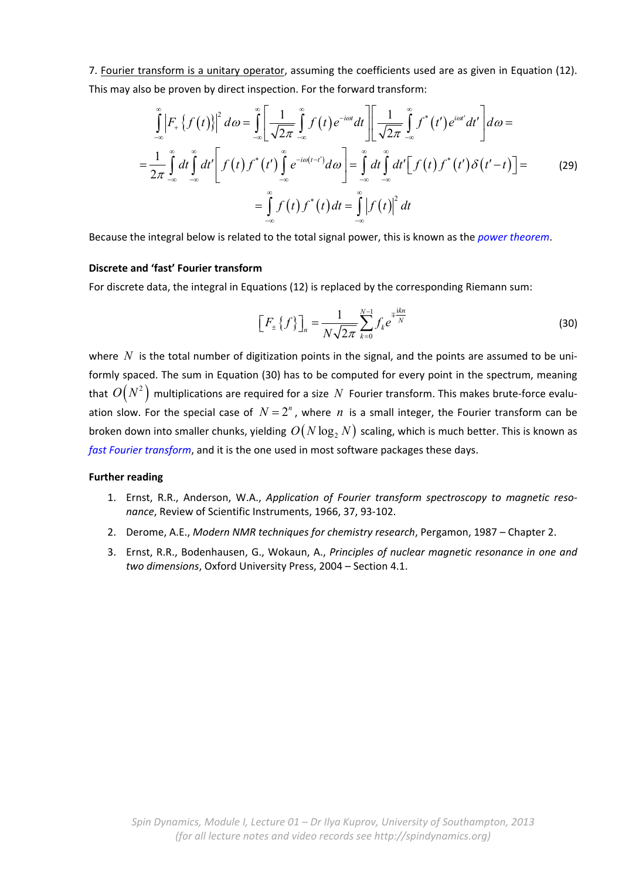7. Fourier transform is a unitary operator, assuming the coefficients used are as given in Equation (12). This may also be proven by direct inspection. For the forward transform:

$$
\begin{gathered}
\int_{-\infty}^{\infty} \left| F_{+}\left\{ f(t) \right\} \right|^{2} d\omega = \int_{-\infty}^{\infty} \left[ \frac{1}{\sqrt{2\pi}} \int_{-\infty}^{\infty} f(t) e^{-i\omega t} dt \right] \left[ \frac{1}{\sqrt{2\pi}} \int_{-\infty}^{\infty} f^{*}(t') e^{i\omega t'} dt' \right] d\omega = \\
= \frac{1}{2\pi} \int_{-\infty}^{\infty} dt \int_{-\infty}^{\infty} dt' \left[ f(t) f^{*}(t') \int_{-\infty}^{\infty} e^{-i\omega(t-t')} d\omega \right] = \int_{-\infty}^{\infty} dt \int_{-\infty}^{\infty} dt' \left[ f(t) f^{*}(t') \delta(t'-t) \right] = \\
= \int_{-\infty}^{\infty} f(t) f^{*}(t) dt = \int_{-\infty}^{\infty} \left| f(t) \right|^{2} dt
\end{gathered}
\tag{29}
$$

Because the integral below is related to the total signal power, this is known as the *power theorem*.

**Discrete and 'fast' Fourier transform**

For discrete data, the integral in Equations (12) is replaced by the corresponding Riemann sum:

$$
\left[ F_{\pm}\{f\} \right]_{n} = \frac{1}{N\sqrt{2\pi}} \sum_{k=0}^{N-1} f_{k} e^{\mp \frac{ikn}{N}}
\tag{30}
$$

where $N$ is the total number of digitization points in the signal, and the points are assumed to be uniformly spaced. The sum in Equation (30) has to be computed for every point in the spectrum, meaning that $O(N^{2})$ multiplications are required for a size $N$ Fourier transform. This makes brute-force evaluation slow. For the special case of $N = 2^{n}$, where $n$ is a small integer, the Fourier transform can be broken down into smaller chunks, yielding $O(N \log_{2} N)$ scaling, which is much better. This is known as *fast Fourier transform*, and it is the one used in most software packages these days.

**Further reading**

1. Ernst, R.R., Anderson, W.A., *Application of Fourier transform spectroscopy to magnetic resonance*, Review of Scientific Instruments, 1966, 37, 93-102.
2. Derome, A.E., *Modern NMR techniques for chemistry research*, Pergamon, 1987 – Chapter 2.
3. Ernst, R.R., Bodenhausen, G., Wokaun, A., *Principles of nuclear magnetic resonance in one and two dimensions*, Oxford University Press, 2004 – Section 4.1.